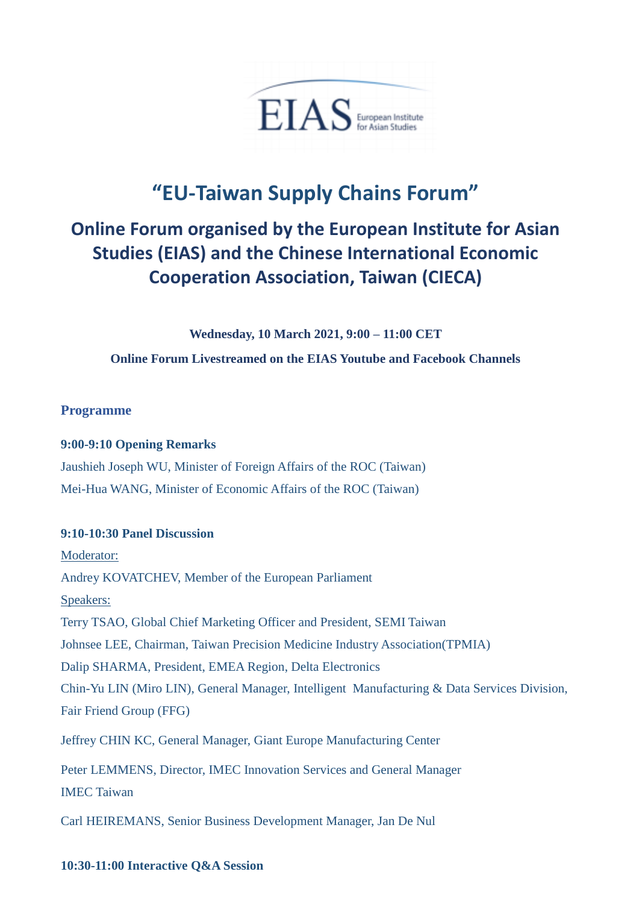# "EU-Taiwan Supply Chains Forum"

## Online Forum organised by the European Institute for Asian Studies (EIAS) and the Chinese International Economic Cooperation Association, Taiwan (CIECA)

**Wednesday, 10 March 2021, 9:00 – 11:00 CET**

**Online Forum Livestreamed on the EIAS Youtube and Facebook Channels**

### Programme

**9:00-9:10 Opening Remarks**

Jaushieh Joseph WU, Minister of Foreign Affairs of the ROC (Taiwan)

Mei-Hua WANG, Minister of Economic Affairs of the ROC (Taiwan)

**9:10-10:30 Panel Discussion**

Moderator:

Andrey KOVATCHEV, Member of the European Parliament

Speakers:

Terry TSAO, Global Chief Marketing Officer and President, SEMI Taiwan

Johnsee LEE, Chairman, Taiwan Precision Medicine Industry Association(TPMIA)

Dalip SHARMA, President, EMEA Region, Delta Electronics

Chin-Yu LIN (Miro LIN), General Manager, Intelligent Manufacturing & Data Services Division, Fair Friend Group (FFG)

Jeffrey CHIN KC, General Manager, Giant Europe Manufacturing Center

Peter LEMMENS, Director, IMEC Innovation Services and General Manager IMEC Taiwan

Carl HEIREMANS, Senior Business Development Manager, Jan De Nul

**10:30-11:00 Interactive Q&A Session**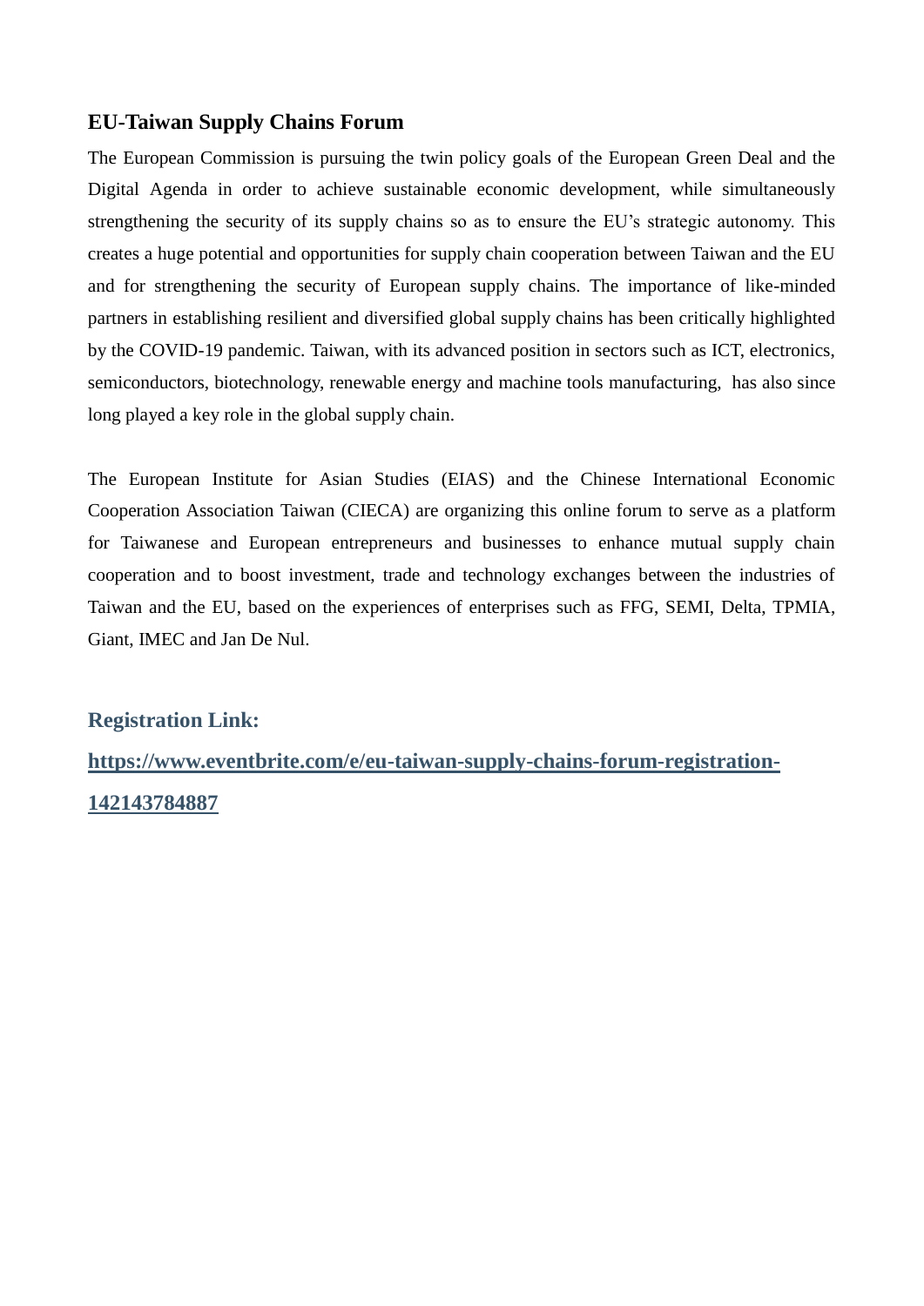## EU-Taiwan Supply Chains Forum

The European Commission is pursuing the twin policy goals of the European Green Deal and the Digital Agenda in order to achieve sustainable economic development, while simultaneously strengthening the security of its supply chains so as to ensure the EU's strategic autonomy. This creates a huge potential and opportunities for supply chain cooperation between Taiwan and the EU and for strengthening the security of European supply chains. The importance of like-minded partners in establishing resilient and diversified global supply chains has been critically highlighted by the COVID-19 pandemic. Taiwan, with its advanced position in sectors such as ICT, electronics, semiconductors, biotechnology, renewable energy and machine tools manufacturing, has also since long played a key role in the global supply chain.

The European Institute for Asian Studies (EIAS) and the Chinese International Economic Cooperation Association Taiwan (CIECA) are organizing this online forum to serve as a platform for Taiwanese and European entrepreneurs and businesses to enhance mutual supply chain cooperation and to boost investment, trade and technology exchanges between the industries of Taiwan and the EU, based on the experiences of enterprises such as FFG, SEMI, Delta, TPMIA, Giant, IMEC and Jan De Nul.

**Registration Link:**

**https://www.eventbrite.com/e/eu-taiwan-supply-chains-forum-registration-142143784887**